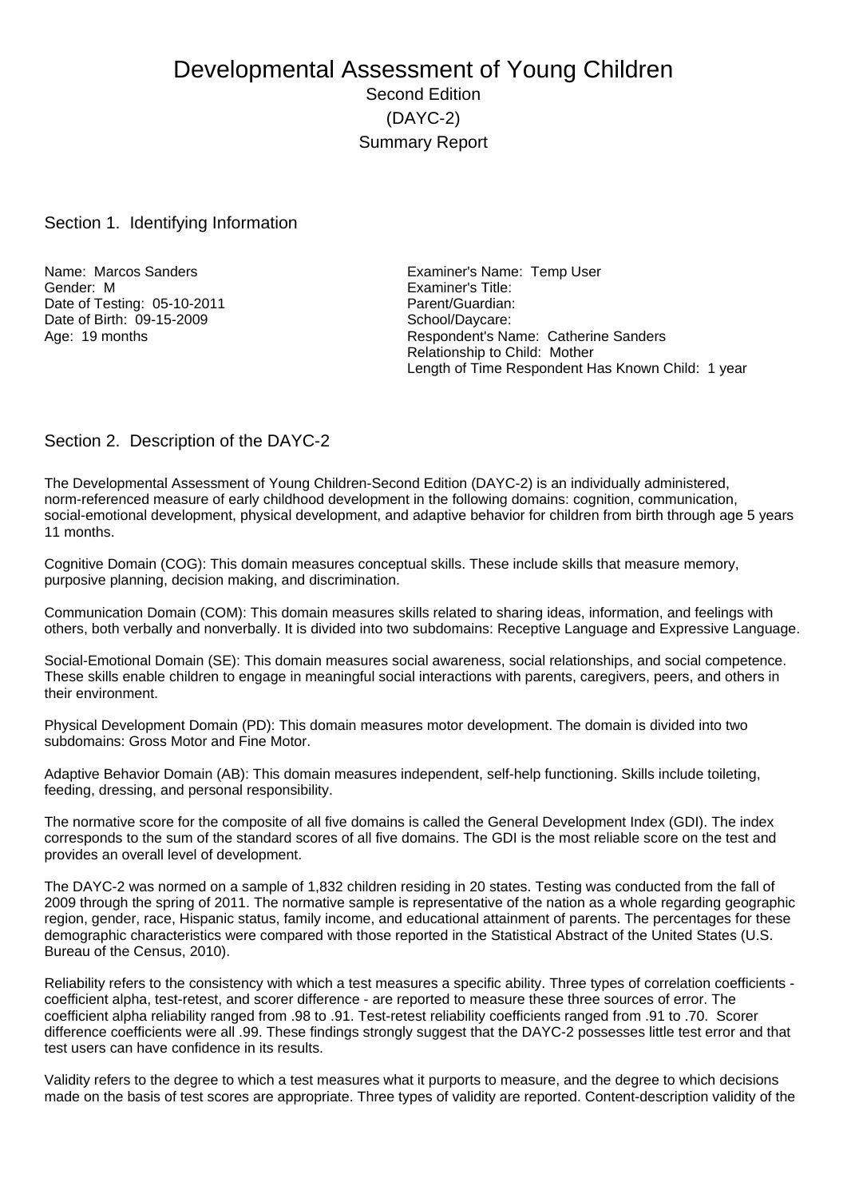# Developmental Assessment of Young Children

## Second Edition

## (DAYC-2)

## Summary Report

## Section 1. Identifying Information

Name: Marcos Sanders
Gender: M
Date of Testing: 05-10-2011
Date of Birth: 09-15-2009
Age: 19 months

Examiner's Name: Temp User
Examiner's Title:
Parent/Guardian:
School/Daycare:
Respondent's Name: Catherine Sanders
Relationship to Child: Mother
Length of Time Respondent Has Known Child: 1 year

## Section 2. Description of the DAYC-2

The Developmental Assessment of Young Children-Second Edition (DAYC-2) is an individually administered, norm-referenced measure of early childhood development in the following domains: cognition, communication, social-emotional development, physical development, and adaptive behavior for children from birth through age 5 years 11 months.

Cognitive Domain (COG): This domain measures conceptual skills. These include skills that measure memory, purposive planning, decision making, and discrimination.

Communication Domain (COM): This domain measures skills related to sharing ideas, information, and feelings with others, both verbally and nonverbally. It is divided into two subdomains: Receptive Language and Expressive Language.

Social-Emotional Domain (SE): This domain measures social awareness, social relationships, and social competence. These skills enable children to engage in meaningful social interactions with parents, caregivers, peers, and others in their environment.

Physical Development Domain (PD): This domain measures motor development. The domain is divided into two subdomains: Gross Motor and Fine Motor.

Adaptive Behavior Domain (AB): This domain measures independent, self-help functioning. Skills include toileting, feeding, dressing, and personal responsibility.

The normative score for the composite of all five domains is called the General Development Index (GDI). The index corresponds to the sum of the standard scores of all five domains. The GDI is the most reliable score on the test and provides an overall level of development.

The DAYC-2 was normed on a sample of 1,832 children residing in 20 states. Testing was conducted from the fall of 2009 through the spring of 2011. The normative sample is representative of the nation as a whole regarding geographic region, gender, race, Hispanic status, family income, and educational attainment of parents. The percentages for these demographic characteristics were compared with those reported in the Statistical Abstract of the United States (U.S. Bureau of the Census, 2010).

Reliability refers to the consistency with which a test measures a specific ability. Three types of correlation coefficients - coefficient alpha, test-retest, and scorer difference - are reported to measure these three sources of error. The coefficient alpha reliability ranged from .98 to .91. Test-retest reliability coefficients ranged from .91 to .70. Scorer difference coefficients were all .99. These findings strongly suggest that the DAYC-2 possesses little test error and that test users can have confidence in its results.

Validity refers to the degree to which a test measures what it purports to measure, and the degree to which decisions made on the basis of test scores are appropriate. Three types of validity are reported. Content-description validity of the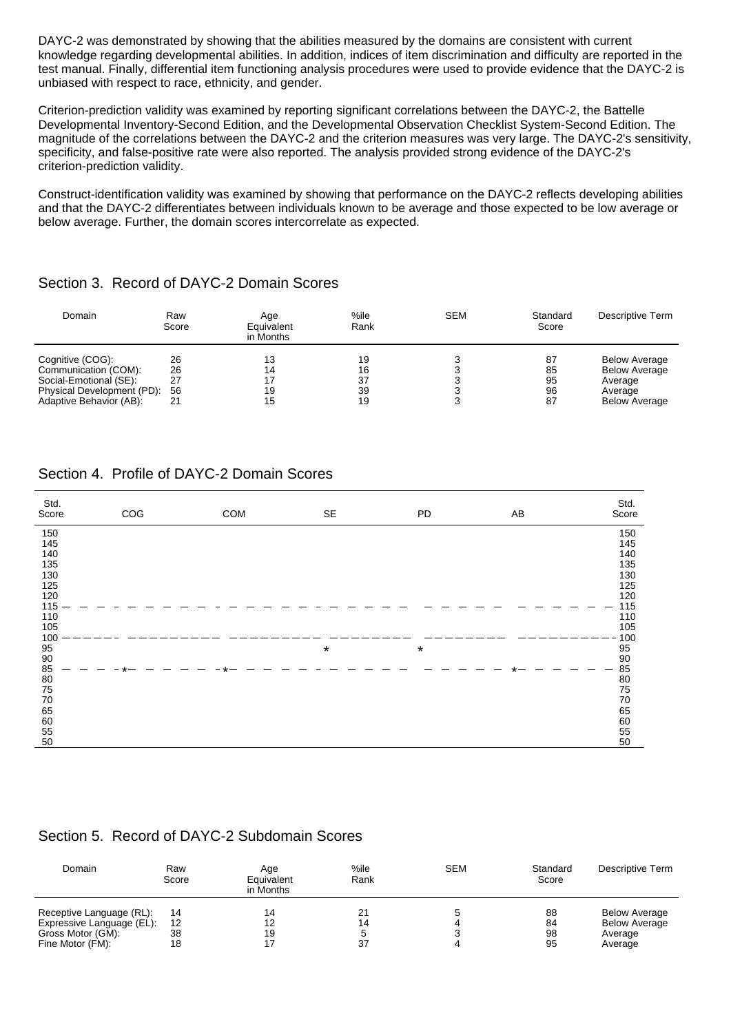DAYC-2 was demonstrated by showing that the abilities measured by the domains are consistent with current knowledge regarding developmental abilities. In addition, indices of item discrimination and difficulty are reported in the test manual. Finally, differential item functioning analysis procedures were used to provide evidence that the DAYC-2 is unbiased with respect to race, ethnicity, and gender.

Criterion-prediction validity was examined by reporting significant correlations between the DAYC-2, the Battelle Developmental Inventory-Second Edition, and the Developmental Observation Checklist System-Second Edition. The magnitude of the correlations between the DAYC-2 and the criterion measures was very large. The DAYC-2's sensitivity, specificity, and false-positive rate were also reported. The analysis provided strong evidence of the DAYC-2's criterion-prediction validity.

Construct-identification validity was examined by showing that performance on the DAYC-2 reflects developing abilities and that the DAYC-2 differentiates between individuals known to be average and those expected to be low average or below average. Further, the domain scores intercorrelate as expected.

## Section 3. Record of DAYC-2 Domain Scores

| Domain | Raw Score | Age Equivalent in Months | %ile Rank | SEM | Standard Score | Descriptive Term |
|---|---|---|---|---|---|---|
| Cognitive (COG): | 26 | 13 | 19 | 3 | 87 | Below Average |
| Communication (COM): | 26 | 14 | 16 | 3 | 85 | Below Average |
| Social-Emotional (SE): | 27 | 17 | 37 | 3 | 95 | Average |
| Physical Development (PD): | 56 | 19 | 39 | 3 | 96 | Average |
| Adaptive Behavior (AB): | 21 | 15 | 19 | 3 | 87 | Below Average |

## Section 4. Profile of DAYC-2 Domain Scores

| Std. Score | COG | COM | SE | PD | AB | Std. Score |
|---|---|---|---|---|---|---|
| 150 | | | | | | 150 |
| 145 | | | | | | 145 |
| 140 | | | | | | 140 |
| 135 | | | | | | 135 |
| 130 | | | | | | 130 |
| 125 | | | | | | 125 |
| 120 | | | | | | 120 |
| 115 | – – – | – – – | – – – | – – – | – – – | 115 |
| 110 | | | | | | 110 |
| 105 | | | | | | 105 |
| 100 | ——— | ——— | ——— | ——— | ——— | 100 |
| 95 | | | * | * | | 95 |
| 90 | | | | | | 90 |
| 85 | – * – | – * – | – – – | – – – | – * – | 85 |
| 80 | | | | | | 80 |
| 75 | | | | | | 75 |
| 70 | | | | | | 70 |
| 65 | | | | | | 65 |
| 60 | | | | | | 60 |
| 55 | | | | | | 55 |
| 50 | | | | | | 50 |

## Section 5. Record of DAYC-2 Subdomain Scores

| Domain | Raw Score | Age Equivalent in Months | %ile Rank | SEM | Standard Score | Descriptive Term |
|---|---|---|---|---|---|---|
| Receptive Language (RL): | 14 | 14 | 21 | 5 | 88 | Below Average |
| Expressive Language (EL): | 12 | 12 | 14 | 4 | 84 | Below Average |
| Gross Motor (GM): | 38 | 19 | 5 | 3 | 98 | Average |
| Fine Motor (FM): | 18 | 17 | 37 | 4 | 95 | Average |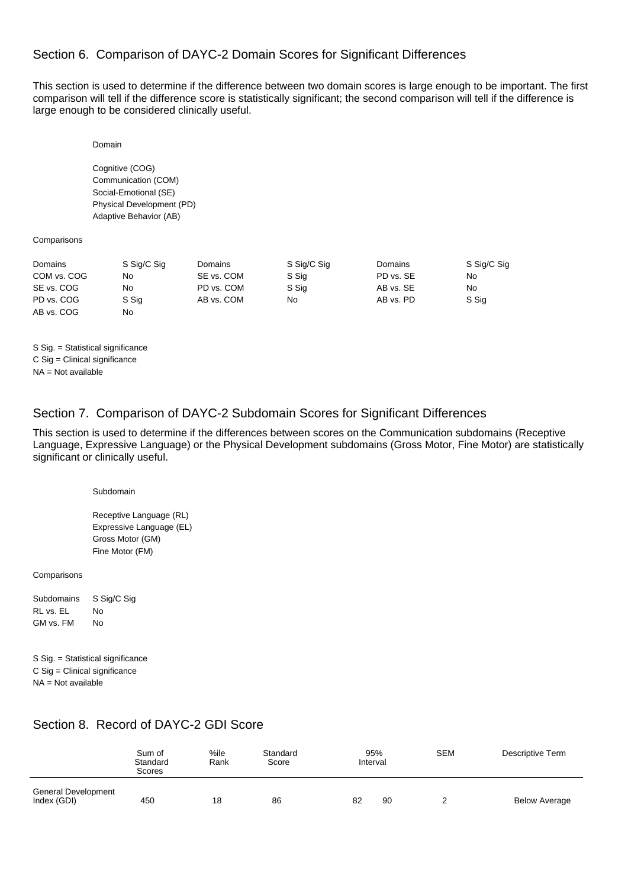## Section 6. Comparison of DAYC-2 Domain Scores for Significant Differences

This section is used to determine if the difference between two domain scores is large enough to be important. The first comparison will tell if the difference score is statistically significant; the second comparison will tell if the difference is large enough to be considered clinically useful.

Domain

Cognitive (COG)
Communication (COM)
Social-Emotional (SE)
Physical Development (PD)
Adaptive Behavior (AB)

Comparisons

| Domains | S Sig/C Sig | Domains | S Sig/C Sig | Domains | S Sig/C Sig |
|---|---|---|---|---|---|
| COM vs. COG | No | SE vs. COM | S Sig | PD vs. SE | No |
| SE vs. COG | No | PD vs. COM | S Sig | AB vs. SE | No |
| PD vs. COG | S Sig | AB vs. COM | No | AB vs. PD | S Sig |
| AB vs. COG | No | | | | |

S Sig. = Statistical significance
C Sig = Clinical significance
NA = Not available

## Section 7. Comparison of DAYC-2 Subdomain Scores for Significant Differences

This section is used to determine if the differences between scores on the Communication subdomains (Receptive Language, Expressive Language) or the Physical Development subdomains (Gross Motor, Fine Motor) are statistically significant or clinically useful.

Subdomain

Receptive Language (RL)
Expressive Language (EL)
Gross Motor (GM)
Fine Motor (FM)

Comparisons

| Subdomains | S Sig/C Sig |
|---|---|
| RL vs. EL | No |
| GM vs. FM | No |

S Sig. = Statistical significance
C Sig = Clinical significance
NA = Not available

## Section 8. Record of DAYC-2 GDI Score

| | Sum of Standard Scores | %ile Rank | Standard Score | 95% Interval | | SEM | Descriptive Term |
|---|---|---|---|---|---|---|---|
| General Development Index (GDI) | 450 | 18 | 86 | 82 | 90 | 2 | Below Average |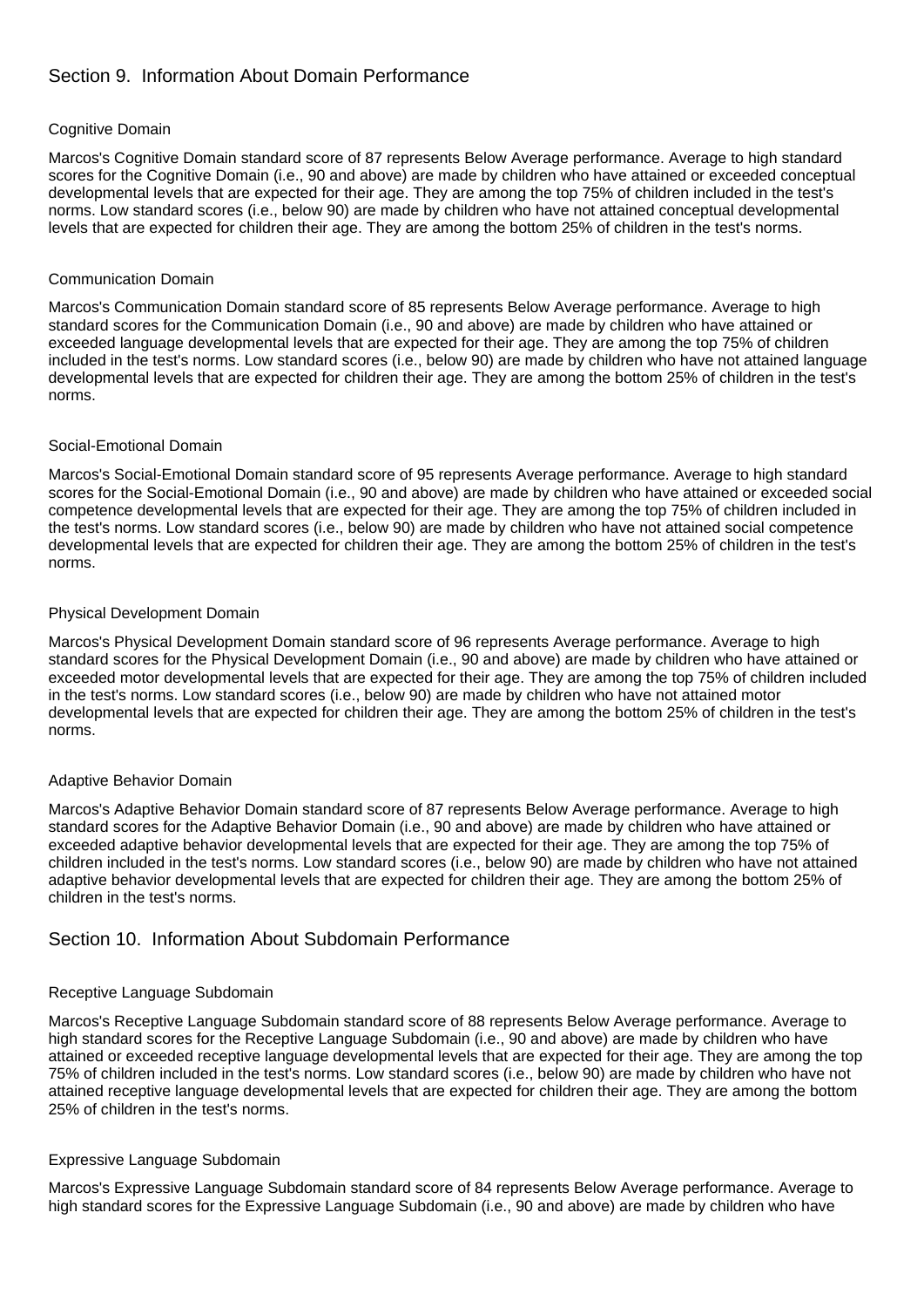## Section 9. Information About Domain Performance

### Cognitive Domain

Marcos's Cognitive Domain standard score of 87 represents Below Average performance. Average to high standard scores for the Cognitive Domain (i.e., 90 and above) are made by children who have attained or exceeded conceptual developmental levels that are expected for their age. They are among the top 75% of children included in the test's norms. Low standard scores (i.e., below 90) are made by children who have not attained conceptual developmental levels that are expected for children their age. They are among the bottom 25% of children in the test's norms.

### Communication Domain

Marcos's Communication Domain standard score of 85 represents Below Average performance. Average to high standard scores for the Communication Domain (i.e., 90 and above) are made by children who have attained or exceeded language developmental levels that are expected for their age. They are among the top 75% of children included in the test's norms. Low standard scores (i.e., below 90) are made by children who have not attained language developmental levels that are expected for children their age. They are among the bottom 25% of children in the test's norms.

### Social-Emotional Domain

Marcos's Social-Emotional Domain standard score of 95 represents Average performance. Average to high standard scores for the Social-Emotional Domain (i.e., 90 and above) are made by children who have attained or exceeded social competence developmental levels that are expected for their age. They are among the top 75% of children included in the test's norms. Low standard scores (i.e., below 90) are made by children who have not attained social competence developmental levels that are expected for children their age. They are among the bottom 25% of children in the test's norms.

### Physical Development Domain

Marcos's Physical Development Domain standard score of 96 represents Average performance. Average to high standard scores for the Physical Development Domain (i.e., 90 and above) are made by children who have attained or exceeded motor developmental levels that are expected for their age. They are among the top 75% of children included in the test's norms. Low standard scores (i.e., below 90) are made by children who have not attained motor developmental levels that are expected for children their age. They are among the bottom 25% of children in the test's norms.

### Adaptive Behavior Domain

Marcos's Adaptive Behavior Domain standard score of 87 represents Below Average performance. Average to high standard scores for the Adaptive Behavior Domain (i.e., 90 and above) are made by children who have attained or exceeded adaptive behavior developmental levels that are expected for their age. They are among the top 75% of children included in the test's norms. Low standard scores (i.e., below 90) are made by children who have not attained adaptive behavior developmental levels that are expected for children their age. They are among the bottom 25% of children in the test's norms.

## Section 10. Information About Subdomain Performance

### Receptive Language Subdomain

Marcos's Receptive Language Subdomain standard score of 88 represents Below Average performance. Average to high standard scores for the Receptive Language Subdomain (i.e., 90 and above) are made by children who have attained or exceeded receptive language developmental levels that are expected for their age. They are among the top 75% of children included in the test's norms. Low standard scores (i.e., below 90) are made by children who have not attained receptive language developmental levels that are expected for children their age. They are among the bottom 25% of children in the test's norms.

### Expressive Language Subdomain

Marcos's Expressive Language Subdomain standard score of 84 represents Below Average performance. Average to high standard scores for the Expressive Language Subdomain (i.e., 90 and above) are made by children who have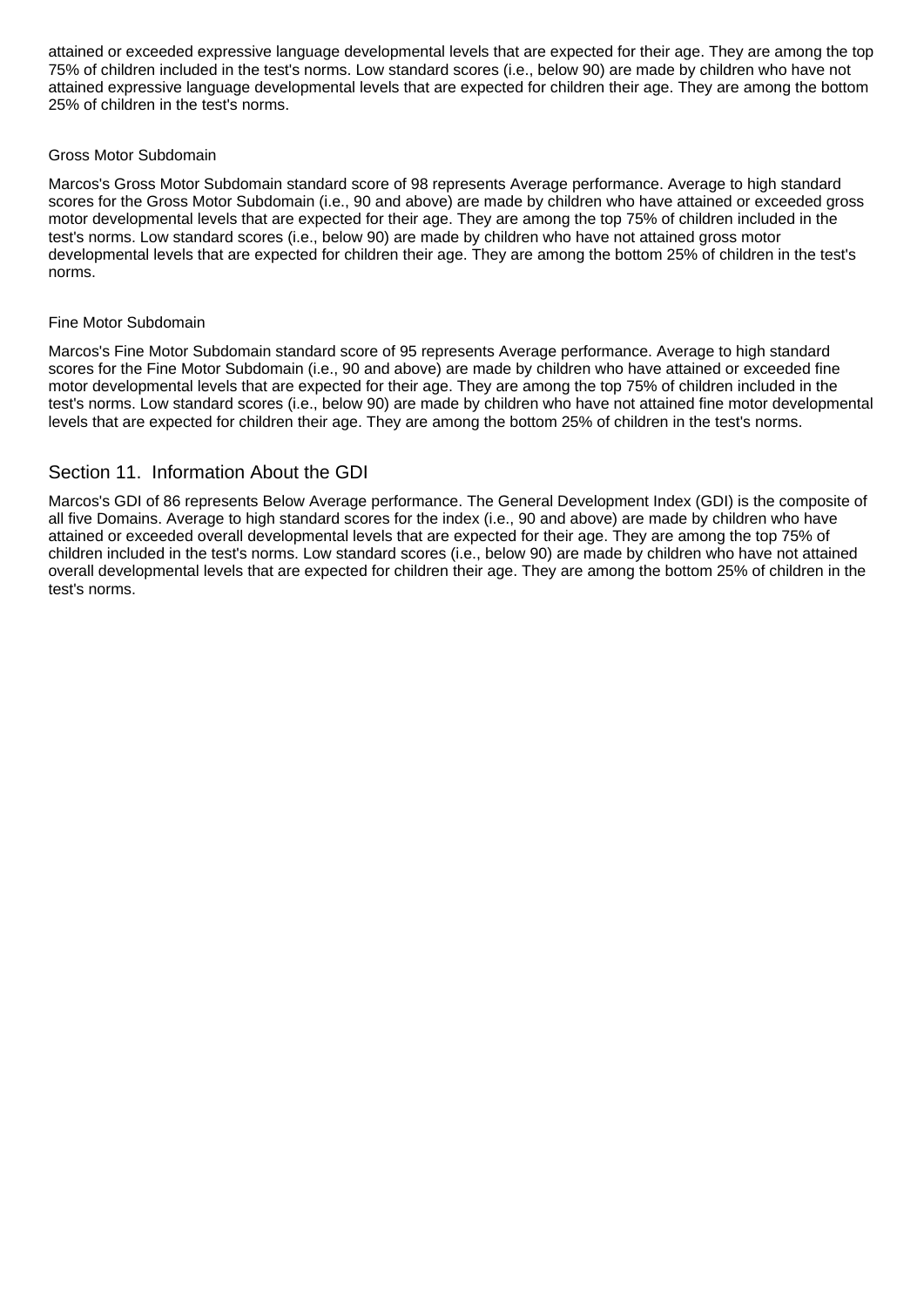attained or exceeded expressive language developmental levels that are expected for their age. They are among the top 75% of children included in the test's norms. Low standard scores (i.e., below 90) are made by children who have not attained expressive language developmental levels that are expected for children their age. They are among the bottom 25% of children in the test's norms.

### Gross Motor Subdomain

Marcos's Gross Motor Subdomain standard score of 98 represents Average performance. Average to high standard scores for the Gross Motor Subdomain (i.e., 90 and above) are made by children who have attained or exceeded gross motor developmental levels that are expected for their age. They are among the top 75% of children included in the test's norms. Low standard scores (i.e., below 90) are made by children who have not attained gross motor developmental levels that are expected for children their age. They are among the bottom 25% of children in the test's norms.

### Fine Motor Subdomain

Marcos's Fine Motor Subdomain standard score of 95 represents Average performance. Average to high standard scores for the Fine Motor Subdomain (i.e., 90 and above) are made by children who have attained or exceeded fine motor developmental levels that are expected for their age. They are among the top 75% of children included in the test's norms. Low standard scores (i.e., below 90) are made by children who have not attained fine motor developmental levels that are expected for children their age. They are among the bottom 25% of children in the test's norms.

## Section 11. Information About the GDI

Marcos's GDI of 86 represents Below Average performance. The General Development Index (GDI) is the composite of all five Domains. Average to high standard scores for the index (i.e., 90 and above) are made by children who have attained or exceeded overall developmental levels that are expected for their age. They are among the top 75% of children included in the test's norms. Low standard scores (i.e., below 90) are made by children who have not attained overall developmental levels that are expected for children their age. They are among the bottom 25% of children in the test's norms.